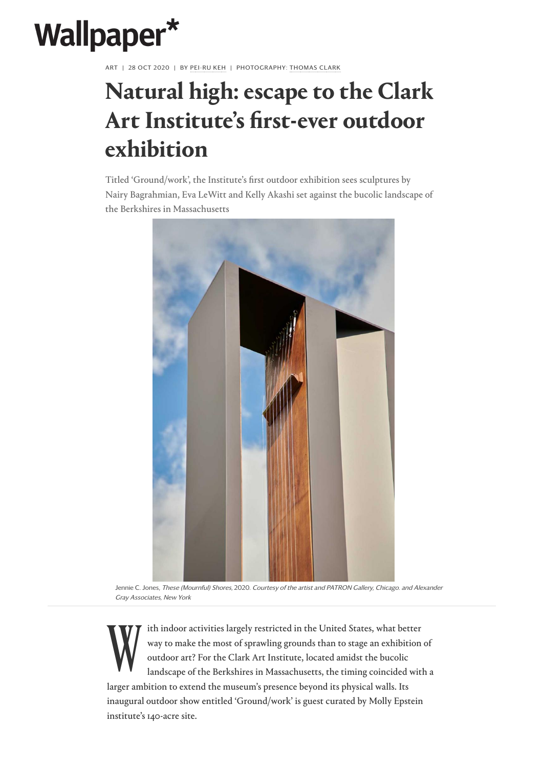# Wallpaper*

ART | 28 OCT 2020 | BY PEI-RU KEH | PHOTOGRAPHY: THOMAS CLARK

# Natural high: escape to the Clark Art Institute's first-ever outdoor exhibition

Titled 'Ground/work', the Institute's first outdoor exhibition sees sculptures by Nairy Bagrahmian, Eva LeWitt and Kelly Akashi set against the bucolic landscape of the Berkshires in Massachusetts

Jennie C. Jones, *These (Mournful) Shores*, 2020. *Courtesy of the artist and PATRON Gallery, Chicago. and Alexander Gray Associates, New York*

With indoor activities largely restricted in the United States, what better way to make the most of sprawling grounds than to stage an exhibition of outdoor art? For the Clark Art Institute, located amidst the bucolic landscape of the Berkshires in Massachusetts, the timing coincided with a larger ambition to extend the museum's presence beyond its physical walls. Its inaugural outdoor show entitled 'Ground/work' is guest curated by Molly Epstein institute's 140-acre site.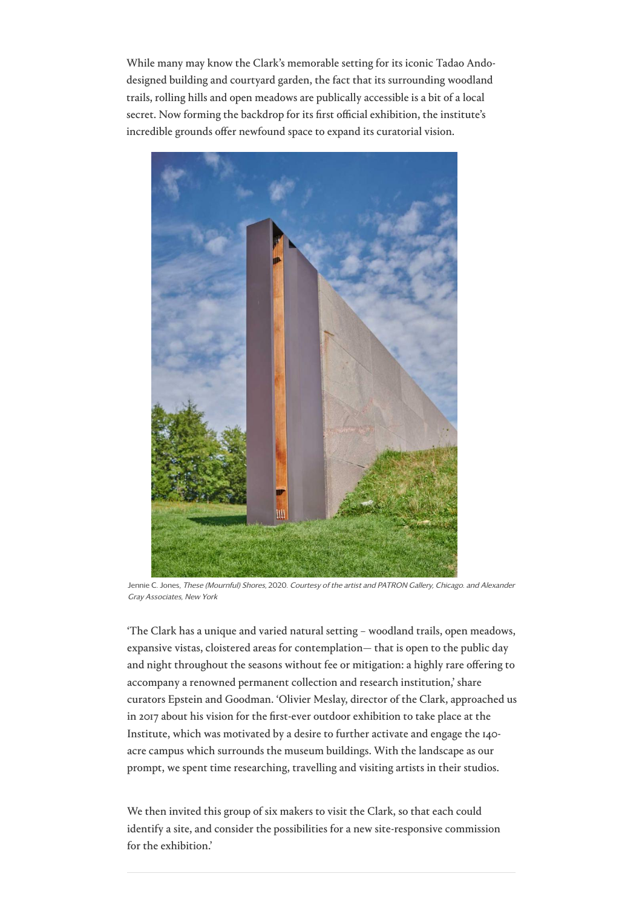While many may know the Clark's memorable setting for its iconic Tadao Ando-designed building and courtyard garden, the fact that its surrounding woodland trails, rolling hills and open meadows are publically accessible is a bit of a local secret. Now forming the backdrop for its first official exhibition, the institute's incredible grounds offer newfound space to expand its curatorial vision.

Jennie C. Jones, *These (Mournful) Shores*, 2020. *Courtesy of the artist and PATRON Gallery, Chicago. and Alexander Gray Associates, New York*

'The Clark has a unique and varied natural setting – woodland trails, open meadows, expansive vistas, cloistered areas for contemplation— that is open to the public day and night throughout the seasons without fee or mitigation: a highly rare offering to accompany a renowned permanent collection and research institution,' share curators Epstein and Goodman. 'Olivier Meslay, director of the Clark, approached us in 2017 about his vision for the first-ever outdoor exhibition to take place at the Institute, which was motivated by a desire to further activate and engage the 140-acre campus which surrounds the museum buildings. With the landscape as our prompt, we spent time researching, travelling and visiting artists in their studios.

We then invited this group of six makers to visit the Clark, so that each could identify a site, and consider the possibilities for a new site-responsive commission for the exhibition.'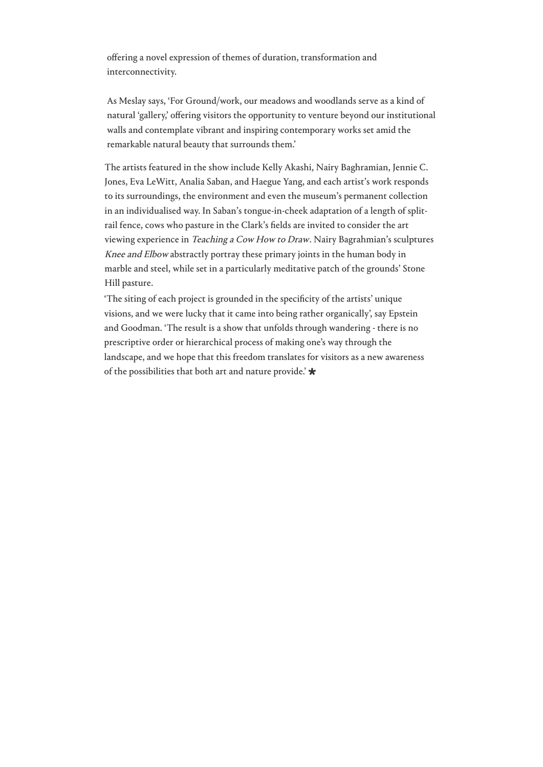offering a novel expression of themes of duration, transformation and interconnectivity.

As Meslay says, 'For Ground/work, our meadows and woodlands serve as a kind of natural 'gallery,' offering visitors the opportunity to venture beyond our institutional walls and contemplate vibrant and inspiring contemporary works set amid the remarkable natural beauty that surrounds them.'

The artists featured in the show include Kelly Akashi, Nairy Baghramian, Jennie C. Jones, Eva LeWitt, Analia Saban, and Haegue Yang, and each artist's work responds to its surroundings, the environment and even the museum's permanent collection in an individualised way. In Saban's tongue-in-cheek adaptation of a length of split-rail fence, cows who pasture in the Clark's fields are invited to consider the art viewing experience in *Teaching a Cow How to Draw*. Nairy Bagrahmian's sculptures *Knee and Elbow* abstractly portray these primary joints in the human body in marble and steel, while set in a particularly meditative patch of the grounds' Stone Hill pasture.

'The siting of each project is grounded in the specificity of the artists' unique visions, and we were lucky that it came into being rather organically', say Epstein and Goodman. 'The result is a show that unfolds through wandering - there is no prescriptive order or hierarchical process of making one's way through the landscape, and we hope that this freedom translates for visitors as a new awareness of the possibilities that both art and nature provide.' ★